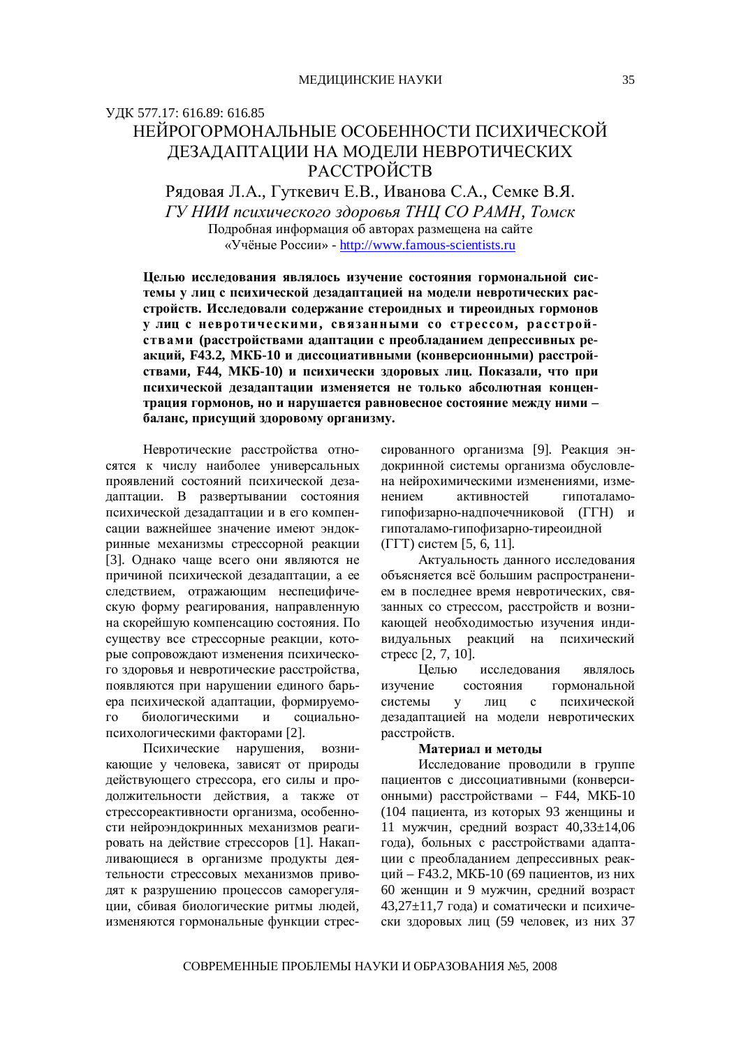УДК 577.17: 616.89: 616.85

# НЕЙРОГОРМОНАЛЬНЫЕ ОСОБЕННОСТИ ПСИХИЧЕСКОЙ ДЕЗАДАПТАЦИИ НА МОДЕЛИ НЕВРОТИЧЕСКИХ РАССТРОЙСТВ

Рядовая Л.А., Гуткевич Е.В., Иванова С.А., Семке В.Я.

*ГУ НИИ психического здоровья ТНЦ СО РАМН, Томск*

Подробная информация об авторах размещена на сайте «Учёные России» - http://www.famous-scientists.ru

**Целью исследования являлось изучение состояния гормональной системы у лиц с психической дезадаптацией на модели невротических расстройств. Исследовали содержание стероидных и тиреоидных гормонов у лиц с невротическими, связанными со стрессом, расстройствами (расстройствами адаптации с преобладанием депрессивных реакций, F43.2, МКБ-10 и диссоциативными (конверсионными) расстройствами, F44, МКБ-10) и психически здоровых лиц. Показали, что при психической дезадаптации изменяется не только абсолютная концентрация гормонов, но и нарушается равновесное состояние между ними – баланс, присущий здоровому организму.**

Невротические расстройства относятся к числу наиболее универсальных проявлений состояний психической дезадаптации. В развертывании состояния психической дезадаптации и в его компенсации важнейшее значение имеют эндокринные механизмы стрессорной реакции [3]. Однако чаще всего они являются не причиной психической дезадаптации, а ее следствием, отражающим неспецифическую форму реагирования, направленную на скорейшую компенсацию состояния. По существу все стрессорные реакции, которые сопровождают изменения психического здоровья и невротические расстройства, появляются при нарушении единого барьера психической адаптации, формируемого биологическими и социально-психологическими факторами [2].

Психические нарушения, возникающие у человека, зависят от природы действующего стрессора, его силы и продолжительности действия, а также от стрессореактивности организма, особенности нейроэндокринных механизмов реагировать на действие стрессоров [1]. Накапливающиеся в организме продукты деятельности стрессовых механизмов приводят к разрушению процессов саморегуляции, сбивая биологические ритмы людей, изменяются гормональные функции стрессированного организма [9]. Реакция эндокринной системы организма обусловлена нейрохимическими изменениями, изменением активностей гипоталамо-гипофизарно-надпочечниковой (ГГН) и гипоталамо-гипофизарно-тиреоидной (ГГТ) систем [5, 6, 11].

Актуальность данного исследования объясняется всё большим распространением в последнее время невротических, связанных со стрессом, расстройств и возникающей необходимостью изучения индивидуальных реакций на психический стресс [2, 7, 10].

Целью исследования являлось изучение состояния гормональной системы у лиц с психической дезадаптацией на модели невротических расстройств.

### Материал и методы

Исследование проводили в группе пациентов с диссоциативными (конверсионными) расстройствами – F44, МКБ-10 (104 пациента, из которых 93 женщины и 11 мужчин, средний возраст 40,33±14,06 года), больных с расстройствами адаптации с преобладанием депрессивных реакций – F43.2, МКБ-10 (69 пациентов, из них 60 женщин и 9 мужчин, средний возраст 43,27±11,7 года) и соматически и психически здоровых лиц (59 человек, из них 37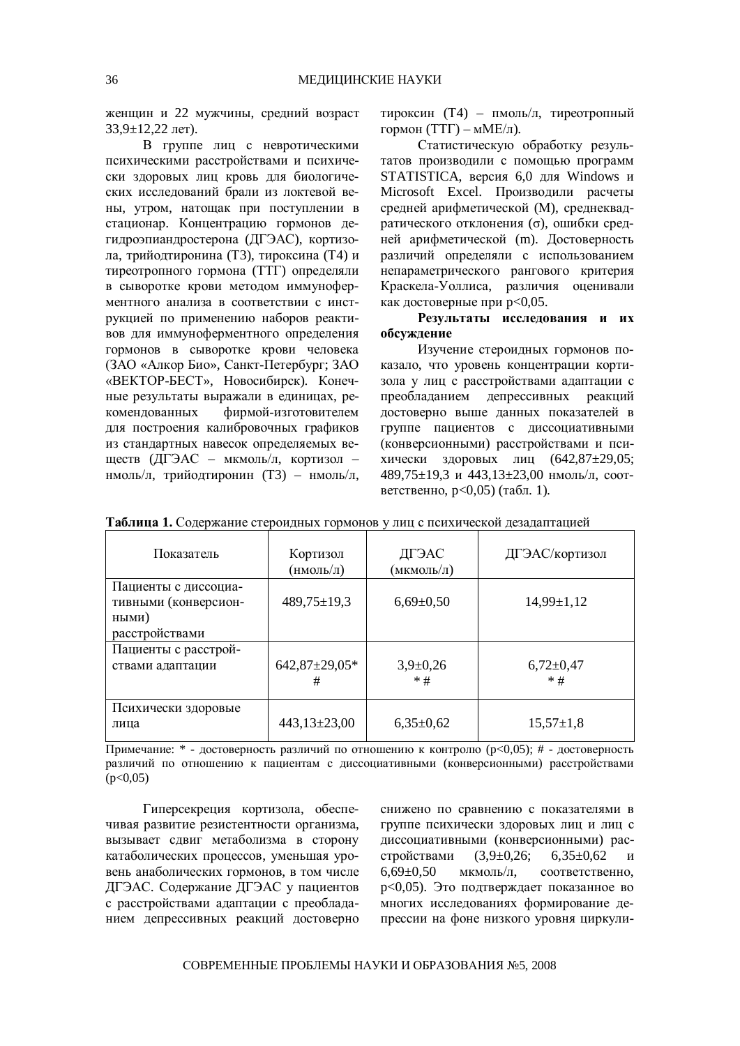женщин и 22 мужчины, средний возраст 33,9±12,22 лет).

В группе лиц с невротическими психическими расстройствами и психически здоровых лиц кровь для биологических исследований брали из локтевой вены, утром, натощак при поступлении в стационар. Концентрацию гормонов дегидроэпиандростерона (ДГЭАС), кортизола, трийодтиронина (Т3), тироксина (Т4) и тиреотропного гормона (ТТГ) определяли в сыворотке крови методом иммуноферментного анализа в соответствии с инструкцией по применению наборов реактивов для иммуноферментного определения гормонов в сыворотке крови человека (ЗАО «Алкор Био», Санкт-Петербург; ЗАО «ВЕКТОР-БЕСТ», Новосибирск). Конечные результаты выражали в единицах, рекомендованных фирмой-изготовителем для построения калибровочных графиков из стандартных навесок определяемых веществ (ДГЭАС – мкмоль/л, кортизол – нмоль/л, трийодтиронин (Т3) – нмоль/л, тироксин (Т4) – пмоль/л, тиреотропный гормон (ТТГ) – мМЕ/л).

Статистическую обработку результатов производили с помощью программ STATISTICA, версия 6,0 для Windows и Microsoft Excel. Производили расчеты средней арифметической (М), среднеквадратического отклонения (σ), ошибки средней арифметической (m). Достоверность различий определяли с использованием непараметрического рангового критерия Краскела-Уоллиса, различия оценивали как достоверные при $p<0,05$.

**Результаты исследования и их обсуждение**

Изучение стероидных гормонов показало, что уровень концентрации кортизола у лиц с расстройствами адаптации с преобладанием депрессивных реакций достоверно выше данных показателей в группе пациентов с диссоциативными (конверсионными) расстройствами и психически здоровых лиц (642,87±29,05; 489,75±19,3 и 443,13±23,00 нмоль/л, соответственно, $p<0,05$) (табл. 1).

**Таблица 1.** Содержание стероидных гормонов у лиц с психической дезадаптацией

| Показатель | Кортизол (нмоль/л) | ДГЭАС (мкмоль/л) | ДГЭАС/кортизол |
|---|---|---|---|
| Пациенты с диссоциативными (конверсионными) расстройствами | 489,75±19,3 | 6,69±0,50 | 14,99±1,12 |
| Пациенты с расстройствами адаптации | 642,87±29,05* # | 3,9±0,26 * # | 6,72±0,47 * # |
| Психически здоровые лица | 443,13±23,00 | 6,35±0,62 | 15,57±1,8 |

Примечание: * - достоверность различий по отношению к контролю ($p<0,05$); # - достоверность различий по отношению к пациентам с диссоциативными (конверсионными) расстройствами ($p<0,05$)

Гиперсекреция кортизола, обеспечивая развитие резистентности организма, вызывает сдвиг метаболизма в сторону катаболических процессов, уменьшая уровень анаболических гормонов, в том числе ДГЭАС. Содержание ДГЭАС у пациентов с расстройствами адаптации с преобладанием депрессивных реакций достоверно снижено по сравнению с показателями в группе психически здоровых лиц и лиц с диссоциативными (конверсионными) расстройствами (3,9±0,26; 6,35±0,62 и 6,69±0,50 мкмоль/л, соответственно, $p<0,05$). Это подтверждает показанное во многих исследованиях формирование депрессии на фоне низкого уровня циркули-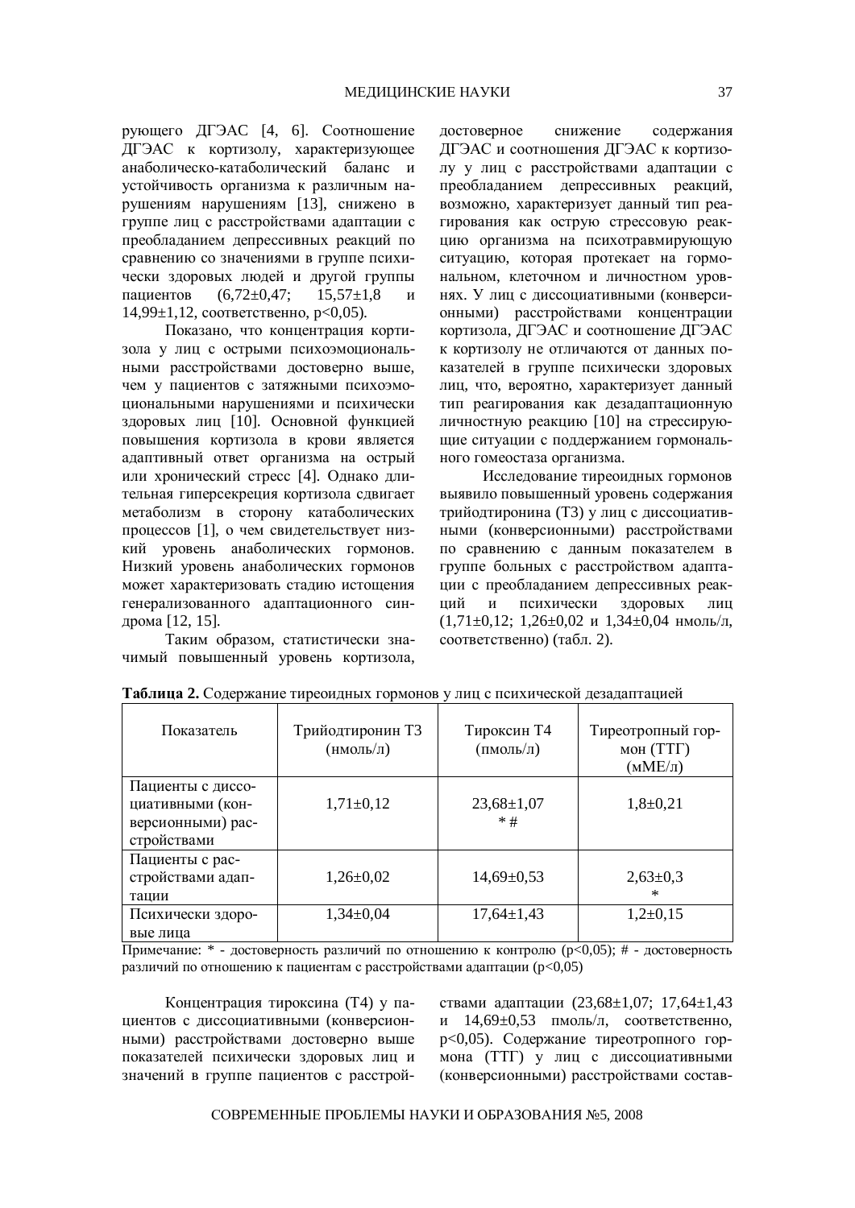рующего ДГЭАС [4, 6]. Соотношение ДГЭАС к кортизолу, характеризующее анаболическо-катаболический баланс и устойчивость организма к различным нарушениям нарушениям [13], снижено в группе лиц с расстройствами адаптации с преобладанием депрессивных реакций по сравнению со значениями в группе психически здоровых людей и другой группы пациентов (6,72±0,47; 15,57±1,8 и 14,99±1,12, соответственно, p<0,05).

Показано, что концентрация кортизола у лиц с острыми психоэмоциональными расстройствами достоверно выше, чем у пациентов с затяжными психоэмоциональными нарушениями и психически здоровых лиц [10]. Основной функцией повышения кортизола в крови является адаптивный ответ организма на острый или хронический стресс [4]. Однако длительная гиперсекреция кортизола сдвигает метаболизм в сторону катаболических процессов [1], о чем свидетельствует низкий уровень анаболических гормонов. Низкий уровень анаболических гормонов может характеризовать стадию истощения генерализованного адаптационного синдрома [12, 15].

Таким образом, статистически значимый повышенный уровень кортизола, достоверное снижение содержания ДГЭАС и соотношения ДГЭАС к кортизолу у лиц с расстройствами адаптации с преобладанием депрессивных реакций, возможно, характеризует данный тип реагирования как острую стрессовую реакцию организма на психотравмирующую ситуацию, которая протекает на гормональном, клеточном и личностном уровнях. У лиц с диссоциативными (конверсионными) расстройствами концентрации кортизола, ДГЭАС и соотношение ДГЭАС к кортизолу не отличаются от данных показателей в группе психически здоровых лиц, что, вероятно, характеризует данный тип реагирования как дезадаптационную личностную реакцию [10] на стрессирующие ситуации с поддержанием гормонального гомеостаза организма.

Исследование тиреоидных гормонов выявило повышенный уровень содержания трийодтиронина (Т3) у лиц с диссоциативными (конверсионными) расстройствами по сравнению с данным показателем в группе больных с расстройством адаптации с преобладанием депрессивных реакций и психически здоровых лиц (1,71±0,12; 1,26±0,02 и 1,34±0,04 нмоль/л, соответственно) (табл. 2).

**Таблица 2.** Содержание тиреоидных гормонов у лиц с психической дезадаптацией

| Показатель | Трийодтиронин Т3 (нмоль/л) | Тироксин Т4 (пмоль/л) | Тиреотропный гормон (ТТГ) (мМЕ/л) |
|---|---|---|---|
| Пациенты с диссоциативными (конверсионными) расстройствами | 1,71±0,12 | 23,68±1,07 * # | 1,8±0,21 |
| Пациенты с расстройствами адаптации | 1,26±0,02 | 14,69±0,53 | 2,63±0,3 * |
| Психически здоровые лица | 1,34±0,04 | 17,64±1,43 | 1,2±0,15 |

Примечание: * - достоверность различий по отношению к контролю (p<0,05); # - достоверность различий по отношению к пациентам с расстройствами адаптации (p<0,05)

Концентрация тироксина (Т4) у пациентов с диссоциативными (конверсионными) расстройствами достоверно выше показателей психически здоровых лиц и значений в группе пациентов с расстройствами адаптации (23,68±1,07; 17,64±1,43 и 14,69±0,53 пмоль/л, соответственно, p<0,05). Содержание тиреотропного гормона (ТТГ) у лиц с диссоциативными (конверсионными) расстройствами состав-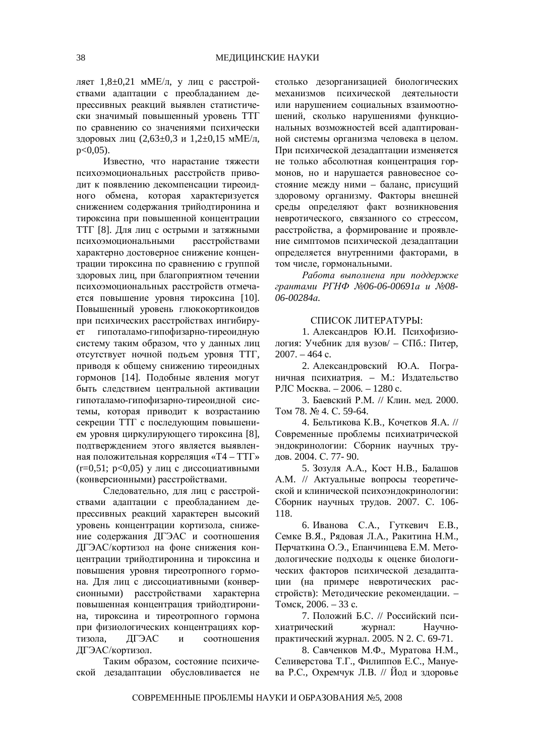ляет 1,8±0,21 мМЕ/л, у лиц с расстройствами адаптации с преобладанием депрессивных реакций выявлен статистически значимый повышенный уровень ТТГ по сравнению со значениями психически здоровых лиц (2,63±0,3 и 1,2±0,15 мМЕ/л, $p<0,05$).

Известно, что нарастание тяжести психоэмоциональных расстройств приводит к появлению декомпенсации тиреоидного обмена, которая характеризуется снижением содержания трийодтиронина и тироксина при повышенной концентрации ТТГ [8]. Для лиц с острыми и затяжными психоэмоциональными расстройствами характерно достоверное снижение концентрации тироксина по сравнению с группой здоровых лиц, при благоприятном течении психоэмоциональных расстройств отмечается повышение уровня тироксина [10]. Повышенный уровень глюкокортикоидов при психических расстройствах ингибирует гипоталамо-гипофизарно-тиреоидную систему таким образом, что у данных лиц отсутствует ночной подъем уровня ТТГ, приводя к общему снижению тиреоидных гормонов [14]. Подобные явления могут быть следствием центральной активации гипоталамо-гипофизарно-тиреоидной системы, которая приводит к возрастанию секреции ТТГ с последующим повышением уровня циркулирующего тироксина [8], подтверждением этого является выявленная положительная корреляция «Т4 – ТТГ» ($r=0,51$; $p<0,05$) у лиц с диссоциативными (конверсионными) расстройствами.

Следовательно, для лиц с расстройствами адаптации с преобладанием депрессивных реакций характерен высокий уровень концентрации кортизола, снижение содержания ДГЭАС и соотношения ДГЭАС/кортизол на фоне снижения концентрации трийодтиронина и тироксина и повышения уровня тиреотропного гормона. Для лиц с диссоциативными (конверсионными) расстройствами характерна повышенная концентрация трийодтиронина, тироксина и тиреотропного гормона при физиологических концентрациях кортизола, ДГЭАС и соотношения ДГЭАС/кортизол.

Таким образом, состояние психической дезадаптации обусловливается не столько дезорганизацией биологических механизмов психической деятельности или нарушением социальных взаимоотношений, сколько нарушениями функциональных возможностей всей адаптированной системы организма человека в целом. При психической дезадаптации изменяется не только абсолютная концентрация гормонов, но и нарушается равновесное состояние между ними – баланс, присущий здоровому организму. Факторы внешней среды определяют факт возникновения невротического, связанного со стрессом, расстройства, а формирование и проявление симптомов психической дезадаптации определяется внутренними факторами, в том числе, гормональными.

*Работа выполнена при поддержке грантами РГНФ №06-06-00691а и №08-06-00284а.*

## СПИСОК ЛИТЕРАТУРЫ:

1. Александров Ю.И. Психофизиология: Учебник для вузов/ – СПб.: Питер, 2007. – 464 с.
2. Александровский Ю.А. Пограничная психиатрия. – М.: Издательство РЛС Москва. – 2006. – 1280 с.
3. Баевский Р.М. // Клин. мед. 2000. Том 78. № 4. С. 59-64.
4. Бельтикова К.В., Кочетков Я.А. // Современные проблемы психиатрической эндокринологии: Сборник научных трудов. 2004. С. 77- 90.
5. Зозуля А.А., Кост Н.В., Балашов А.М. // Актуальные вопросы теоретической и клинической психоэндокринологии: Сборник научных трудов. 2007. С. 106-118.
6. Иванова С.А., Гуткевич Е.В., Семке В.Я., Рядовая Л.А., Ракитина Н.М., Перчаткина О.Э., Епанчинцева Е.М. Методологические подходы к оценке биологических факторов психической дезадаптации (на примере невротических расстройств): Методические рекомендации. – Томск, 2006. – 33 с.
7. Положий Б.С. // Российский психиатрический журнал: Научно-практический журнал. 2005. N 2. С. 69-71.
8. Савченков М.Ф., Муратова Н.М., Селиверстова Т.Г., Филиппов Е.С., Мануева Р.С., Охремчук Л.В. // Йод и здоровье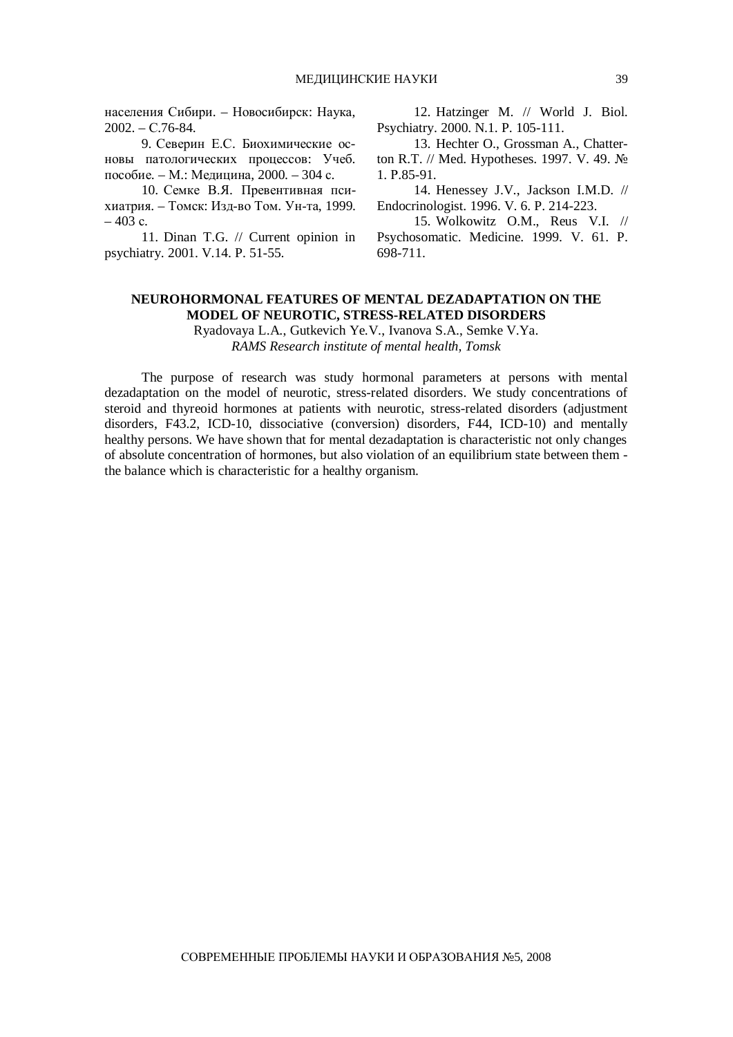населения Сибири. – Новосибирск: Наука, 2002. – С.76-84.

9. Северин Е.С. Биохимические основы патологических процессов: Учеб. пособие. – М.: Медицина, 2000. – 304 с.

10. Семке В.Я. Превентивная психиатрия. – Томск: Изд-во Том. Ун-та, 1999. – 403 с.

11. Dinan T.G. // Current opinion in psychiatry. 2001. V.14. P. 51-55.

12. Hatzinger M. // World J. Biol. Psychiatry. 2000. N.1. P. 105-111.

13. Hechter O., Grossman A., Chatterton R.T. // Med. Hypotheses. 1997. V. 49. № 1. P.85-91.

14. Henessey J.V., Jackson I.M.D. // Endocrinologist. 1996. V. 6. P. 214-223.

15. Wolkowitz O.M., Reus V.I. // Psychosomatic. Medicine. 1999. V. 61. P. 698-711.

## NEUROHORMONAL FEATURES OF MENTAL DEZADAPTATION ON THE MODEL OF NEUROTIC, STRESS-RELATED DISORDERS

Ryadovaya L.A., Gutkevich Ye.V., Ivanova S.A., Semke V.Ya.

*RAMS Research institute of mental health, Tomsk*

The purpose of research was study hormonal parameters at persons with mental dezadaptation on the model of neurotic, stress-related disorders. We study concentrations of steroid and thyreoid hormones at patients with neurotic, stress-related disorders (adjustment disorders, F43.2, ICD-10, dissociative (conversion) disorders, F44, ICD-10) and mentally healthy persons. We have shown that for mental dezadaptation is characteristic not only changes of absolute concentration of hormones, but also violation of an equilibrium state between them - the balance which is characteristic for a healthy organism.